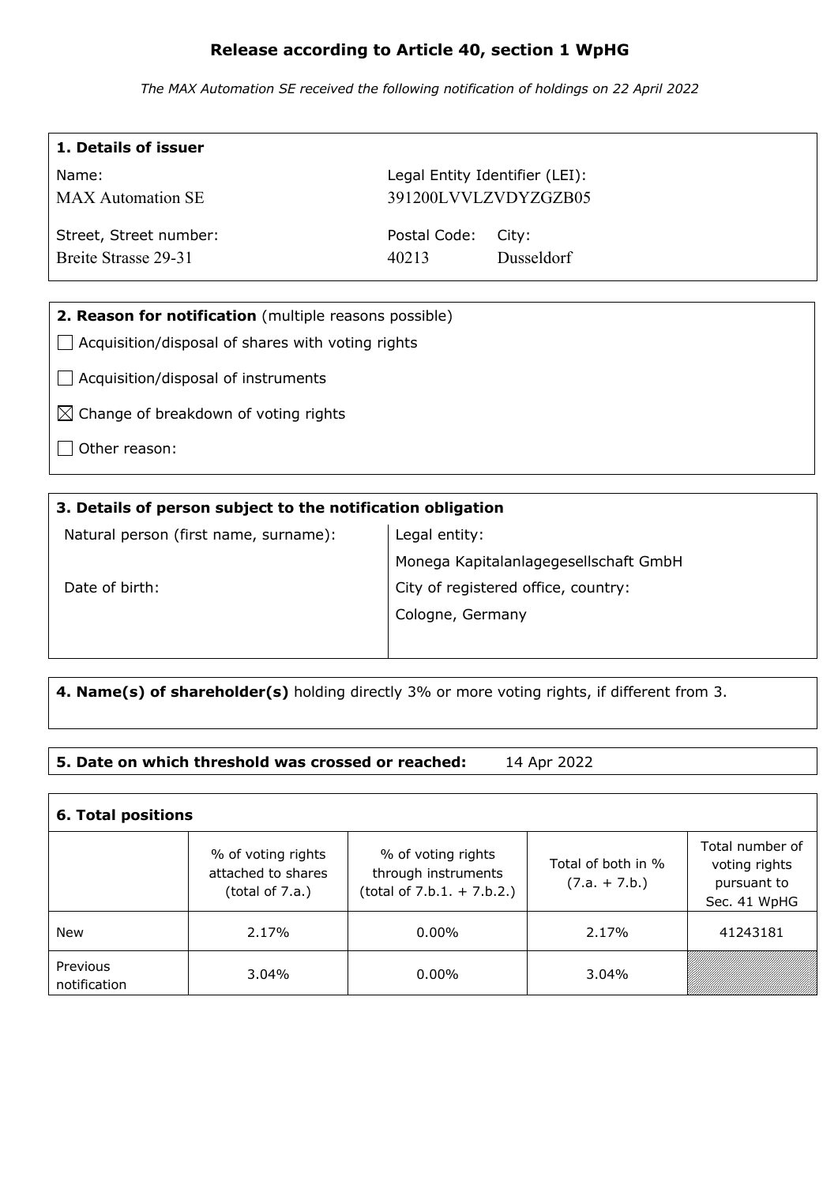# Release according to Article 40, section 1 WpHG

*The MAX Automation SE received the following notification of holdings on 22 April 2022*

| **1. Details of issuer** | | |
|---|---|---|
| Name: | Legal Entity Identifier (LEI): | |
| MAX Automation SE | 391200LVVLZVDYZGZB05 | |
| Street, Street number: | Postal Code: | City: |
| Breite Strasse 29-31 | 40213 | Dusseldorf |

**2. Reason for notification** (multiple reasons possible)

- [ ] Acquisition/disposal of shares with voting rights
- [ ] Acquisition/disposal of instruments
- [x] Change of breakdown of voting rights
- [ ] Other reason:

| **3. Details of person subject to the notification obligation** | |
|---|---|
| Natural person (first name, surname): | Legal entity: |
| | Monega Kapitalanlagegesellschaft GmbH |
| Date of birth: | City of registered office, country: |
| | Cologne, Germany |

**4. Name(s) of shareholder(s)** holding directly 3% or more voting rights, if different from 3.

**5. Date on which threshold was crossed or reached:** 14 Apr 2022

**6. Total positions**

| | % of voting rights attached to shares (total of 7.a.) | % of voting rights through instruments (total of 7.b.1. + 7.b.2.) | Total of both in % (7.a. + 7.b.) | Total number of voting rights pursuant to Sec. 41 WpHG |
|---|---|---|---|---|
| New | 2.17% | 0.00% | 2.17% | 41243181 |
| Previous notification | 3.04% | 0.00% | 3.04% | |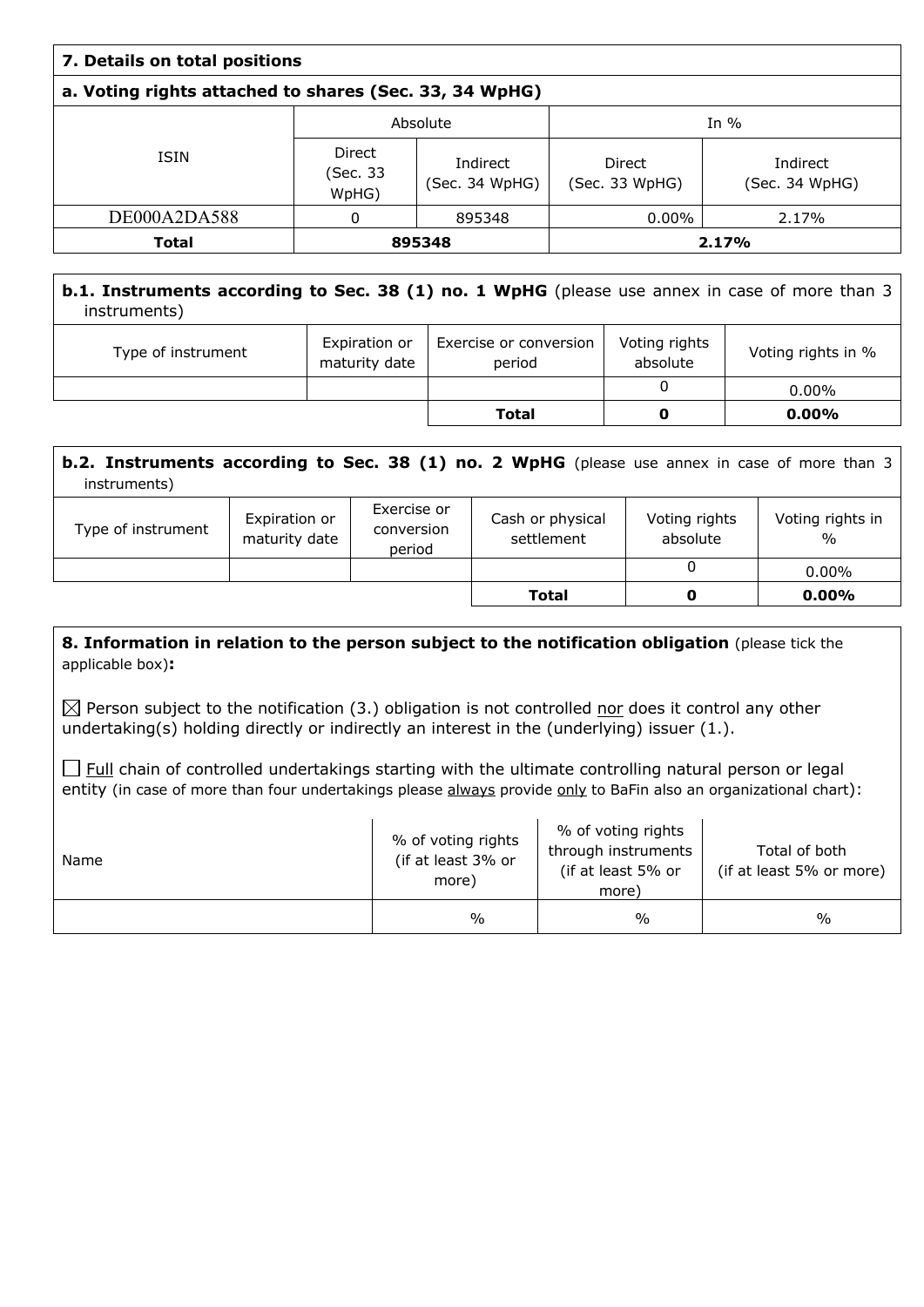## 7. Details on total positions

### a. Voting rights attached to shares (Sec. 33, 34 WpHG)

| ISIN | Absolute | | In % | |
|---|---|---|---|---|
| | Direct (Sec. 33 WpHG) | Indirect (Sec. 34 WpHG) | Direct (Sec. 33 WpHG) | Indirect (Sec. 34 WpHG) |
| DE000A2DA588 | 0 | 895348 | 0.00% | 2.17% |
| **Total** | **895348** | | **2.17%** | |

### b.1. Instruments according to Sec. 38 (1) no. 1 WpHG (please use annex in case of more than 3 instruments)

| Type of instrument | Expiration or maturity date | Exercise or conversion period | Voting rights absolute | Voting rights in % |
|---|---|---|---|---|
| | | | 0 | 0.00% |
| | | **Total** | **0** | **0.00%** |

### b.2. Instruments according to Sec. 38 (1) no. 2 WpHG (please use annex in case of more than 3 instruments)

| Type of instrument | Expiration or maturity date | Exercise or conversion period | Cash or physical settlement | Voting rights absolute | Voting rights in % |
|---|---|---|---|---|---|
| | | | | 0 | 0.00% |
| | | | **Total** | **0** | **0.00%** |

## 8. Information in relation to the person subject to the notification obligation (please tick the applicable box):

☒ Person subject to the notification (3.) obligation is not controlled nor does it control any other undertaking(s) holding directly or indirectly an interest in the (underlying) issuer (1.).

☐ Full chain of controlled undertakings starting with the ultimate controlling natural person or legal entity (in case of more than four undertakings please always provide only to BaFin also an organizational chart):

| Name | % of voting rights (if at least 3% or more) | % of voting rights through instruments (if at least 5% or more) | Total of both (if at least 5% or more) |
|---|---|---|---|
| | % | % | % |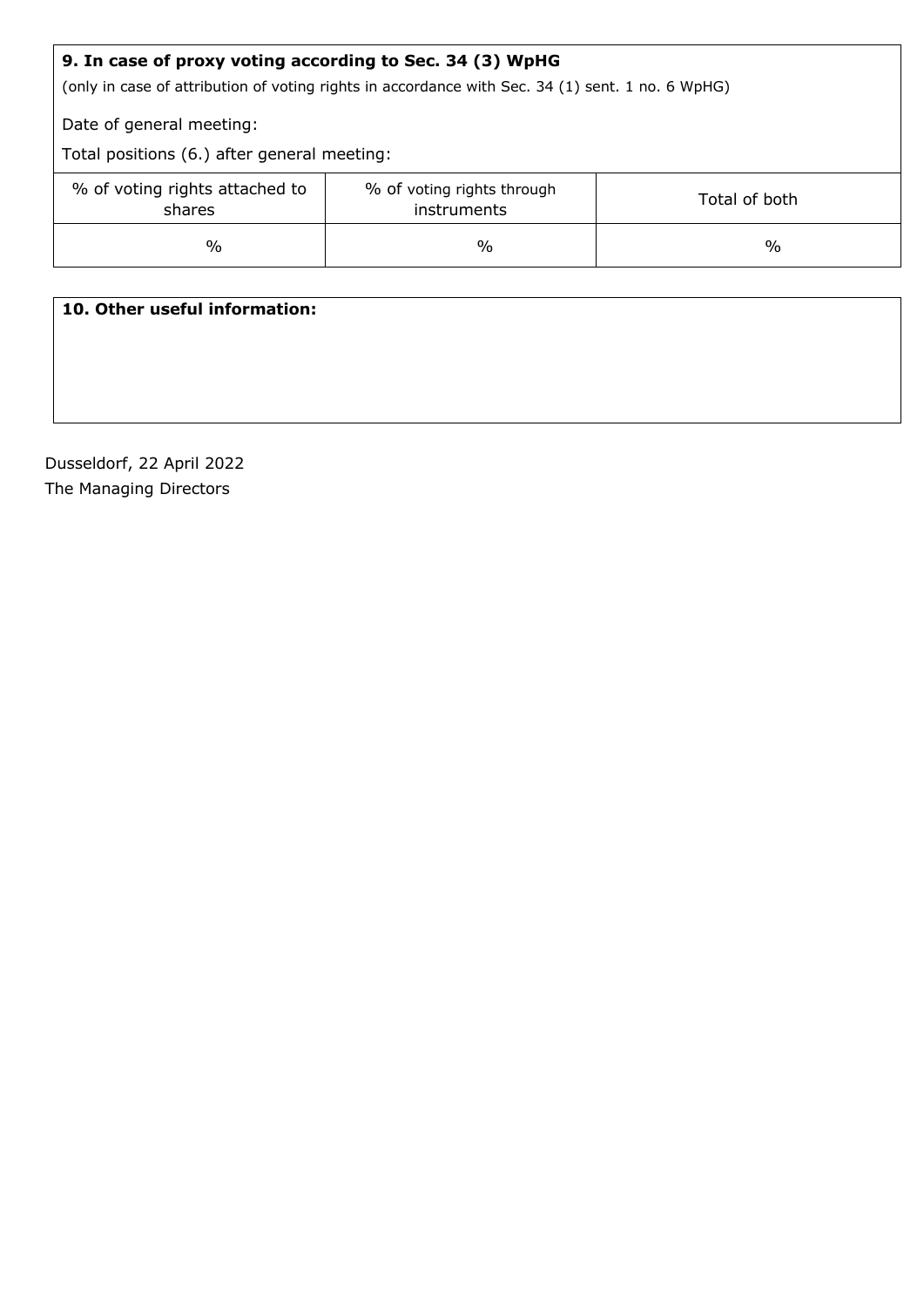### 9. In case of proxy voting according to Sec. 34 (3) WpHG

(only in case of attribution of voting rights in accordance with Sec. 34 (1) sent. 1 no. 6 WpHG)

Date of general meeting:

Total positions (6.) after general meeting:

| % of voting rights attached to shares | % of voting rights through instruments | Total of both |
|---|---|---|
| % | % | % |

### 10. Other useful information:

Dusseldorf, 22 April 2022
The Managing Directors